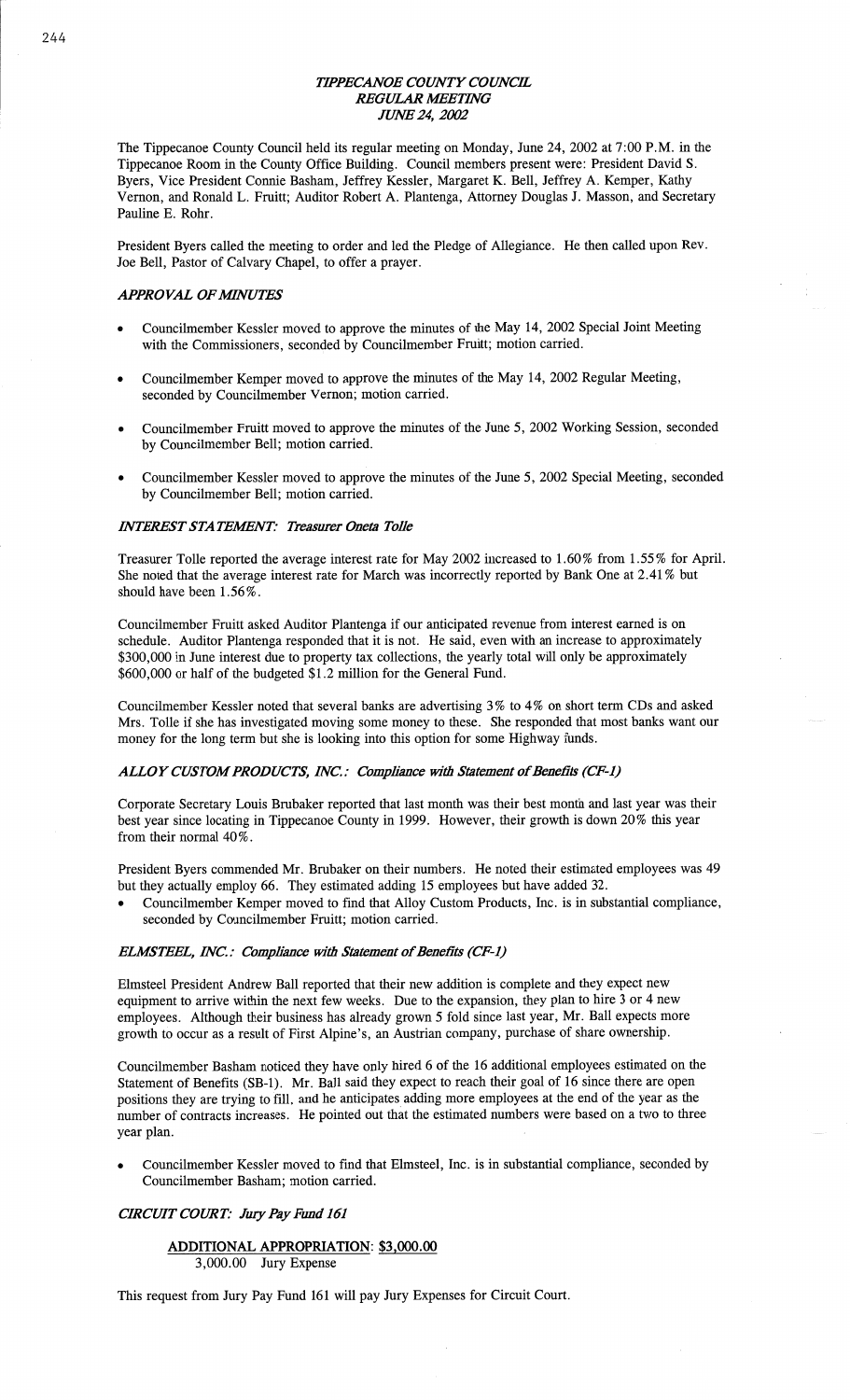## *TIPPECANOE COUNTY COUNCIL*
## *REGULAR MEETING*
## *JUNE 24, 2002*

The Tippecanoe County Council held its regular meeting on Monday, June 24, 2002 at 7:00 P.M. in the Tippecanoe Room in the County Office Building. Council members present were: President David S. Byers, Vice President Connie Basham, Jeffrey Kessler, Margaret K. Bell, Jeffrey A. Kemper, Kathy Vernon, and Ronald L. Fruitt; Auditor Robert A. Plantenga, Attorney Douglas J. Masson, and Secretary Pauline E. Rohr.

President Byers called the meeting to order and led the Pledge of Allegiance. He then called upon Rev. Joe Bell, Pastor of Calvary Chapel, to offer a prayer.

### *APPROVAL OF MINUTES*

- Councilmember Kessler moved to approve the minutes of the May 14, 2002 Special Joint Meeting with the Commissioners, seconded by Councilmember Fruitt; motion carried.
- Councilmember Kemper moved to approve the minutes of the May 14, 2002 Regular Meeting, seconded by Councilmember Vernon; motion carried.
- Councilmember Fruitt moved to approve the minutes of the June 5, 2002 Working Session, seconded by Councilmember Bell; motion carried.
- Councilmember Kessler moved to approve the minutes of the June 5, 2002 Special Meeting, seconded by Councilmember Bell; motion carried.

### *INTEREST STATEMENT: Treasurer Oneta Tolle*

Treasurer Tolle reported the average interest rate for May 2002 increased to 1.60% from 1.55% for April. She noted that the average interest rate for March was incorrectly reported by Bank One at 2.41% but should have been 1.56%.

Councilmember Fruitt asked Auditor Plantenga if our anticipated revenue from interest earned is on schedule. Auditor Plantenga responded that it is not. He said, even with an increase to approximately $300,000 in June interest due to property tax collections, the yearly total will only be approximately $600,000 or half of the budgeted $1.2 million for the General Fund.

Councilmember Kessler noted that several banks are advertising 3% to 4% on short term CDs and asked Mrs. Tolle if she has investigated moving some money to these. She responded that most banks want our money for the long term but she is looking into this option for some Highway funds.

### *ALLOY CUSTOM PRODUCTS, INC.: Compliance with Statement of Benefits (CF-1)*

Corporate Secretary Louis Brubaker reported that last month was their best month and last year was their best year since locating in Tippecanoe County in 1999. However, their growth is down 20% this year from their normal 40%.

President Byers commended Mr. Brubaker on their numbers. He noted their estimated employees was 49 but they actually employ 66. They estimated adding 15 employees but have added 32.

- Councilmember Kemper moved to find that Alloy Custom Products, Inc. is in substantial compliance, seconded by Councilmember Fruitt; motion carried.

### *ELMSTEEL, INC.: Compliance with Statement of Benefits (CF-1)*

Elmsteel President Andrew Ball reported that their new addition is complete and they expect new equipment to arrive within the next few weeks. Due to the expansion, they plan to hire 3 or 4 new employees. Although their business has already grown 5 fold since last year, Mr. Ball expects more growth to occur as a result of First Alpine's, an Austrian company, purchase of share ownership.

Councilmember Basham noticed they have only hired 6 of the 16 additional employees estimated on the Statement of Benefits (SB-1). Mr. Ball said they expect to reach their goal of 16 since there are open positions they are trying to fill, and he anticipates adding more employees at the end of the year as the number of contracts increases. He pointed out that the estimated numbers were based on a two to three year plan.

- Councilmember Kessler moved to find that Elmsteel, Inc. is in substantial compliance, seconded by Councilmember Basham; motion carried.

### *CIRCUIT COURT: Jury Pay Fund 161*

**ADDITIONAL APPROPRIATION: $3,000.00**

3,000.00 Jury Expense

This request from Jury Pay Fund 161 will pay Jury Expenses for Circuit Court.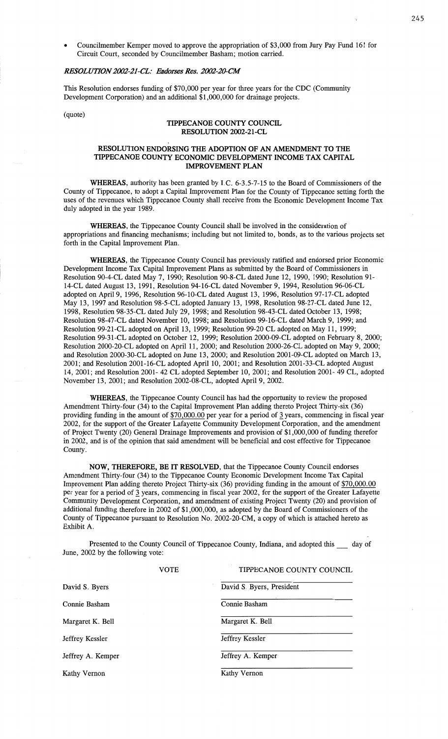- Councilmember Kemper moved to approve the appropriation of $3,000 from Jury Pay Fund 161 for Circuit Court, seconded by Councilmember Basham; motion carried.

***RESOLUTION 2002-21-CL: Endorses Res. 2002-20-CM***

This Resolution endorses funding of $70,000 per year for three years for the CDC (Community Development Corporation) and an additional $1,000,000 for drainage projects.

(quote)

**TIPPECANOE COUNTY COUNCIL**
**RESOLUTION 2002-21-CL**

**RESOLUTION ENDORSING THE ADOPTION OF AN AMENDMENT TO THE TIPPECANOE COUNTY ECONOMIC DEVELOPMENT INCOME TAX CAPITAL IMPROVEMENT PLAN**

**WHEREAS,** authority has been granted by I.C. 6-3.5-7-15 to the Board of Commissioners of the County of Tippecanoe, to adopt a Capital Improvement Plan for the County of Tippecanoe setting forth the uses of the revenues which Tippecanoe County shall receive from the Economic Development Income Tax duly adopted in the year 1989.

**WHEREAS,** the Tippecanoe County Council shall be involved in the consideration of appropriations and financing mechanisms; including but not limited to, bonds, as to the various projects set forth in the Capital Improvement Plan.

**WHEREAS,** the Tippecanoe County Council has previously ratified and endorsed prior Economic Development Income Tax Capital Improvement Plans as submitted by the Board of Commissioners in Resolution 90-4-CL dated May 7, 1990; Resolution 90-8-CL dated June 12, 1990, Resolution 91-14-CL dated August 13, 1991, Resolution 94-16-CL dated November 9, 1994, Resolution 96-06-CL adopted on April 9, 1996, Resolution 96-10-CL dated August 13, 1996, Resolution 97-17-CL adopted May 13, 1997 and Resolution 98-5-CL adopted January 13, 1998, Resolution 98-27-CL dated June 12, 1998, Resolution 98-35-CL dated July 29, 1998; and Resolution 98-43-CL dated October 13, 1998; Resolution 98-47-CL dated November 10, 1998; and Resolution 99-16-CL dated March 9, 1999; and Resolution 99-21-CL adopted on April 13, 1999; Resolution 99-20 CL adopted on May 11, 1999; Resolution 99-31-CL adopted on October 12, 1999; Resolution 2000-09-CL adopted on February 8, 2000; Resolution 2000-20-CL adopted on April 11, 2000; and Resolution 2000-26-CL adopted on May 9, 2000; and Resolution 2000-30-CL adopted on June 13, 2000; and Resolution 2001-09-CL adopted on March 13, 2001; and Resolution 2001-16-CL adopted April 10, 2001; and Resolution 2001-33-CL adopted August 14, 2001; and Resolution 2001- 42 CL adopted September 10, 2001; and Resolution 2001- 49 CL, adopted November 13, 2001; and Resolution 2002-08-CL, adopted April 9, 2002.

**WHEREAS,** the Tippecanoe County Council has had the opportunity to review the proposed Amendment Thirty-four (34) to the Capital Improvement Plan adding thereto Project Thirty-six (36) providing funding in the amount of <u>$70,000.00</u> per year for a period of <u>3</u> years, commencing in fiscal year 2002, for the support of the Greater Lafayette Community Development Corporation, and the amendment of Project Twenty (20) General Drainage Improvements and provision of $1,000,000 of funding therefor in 2002, and is of the opinion that said amendment will be beneficial and cost effective for Tippecanoe County.

**NOW, THEREFORE, BE IT RESOLVED,** that the Tippecanoe County Council endorses Amendment Thirty-four (34) to the Tippecanoe County Economic Development Income Tax Capital Improvement Plan adding thereto Project Thirty-six (36) providing funding in the amount of <u>$70,000.00</u> per year for a period of <u>3</u> years, commencing in fiscal year 2002, for the support of the Greater Lafayette Community Development Corporation, and amendment of existing Project Twenty (20) and provision of additional funding therefore in 2002 of $1,000,000, as adopted by the Board of Commissioners of the County of Tippecanoe pursuant to Resolution No. 2002-20-CM, a copy of which is attached hereto as Exhibit A.

Presented to the County Council of Tippecanoe County, Indiana, and adopted this ___ day of June, 2002 by the following vote:

| | VOTE | TIPPECANOE COUNTY COUNCIL |
|---|---|---|
| David S. Byers | | David S. Byers, President |
| Connie Basham | | Connie Basham |
| Margaret K. Bell | | Margaret K. Bell |
| Jeffrey Kessler | | Jeffrey Kessler |
| Jeffrey A. Kemper | | Jeffrey A. Kemper |
| Kathy Vernon | | Kathy Vernon |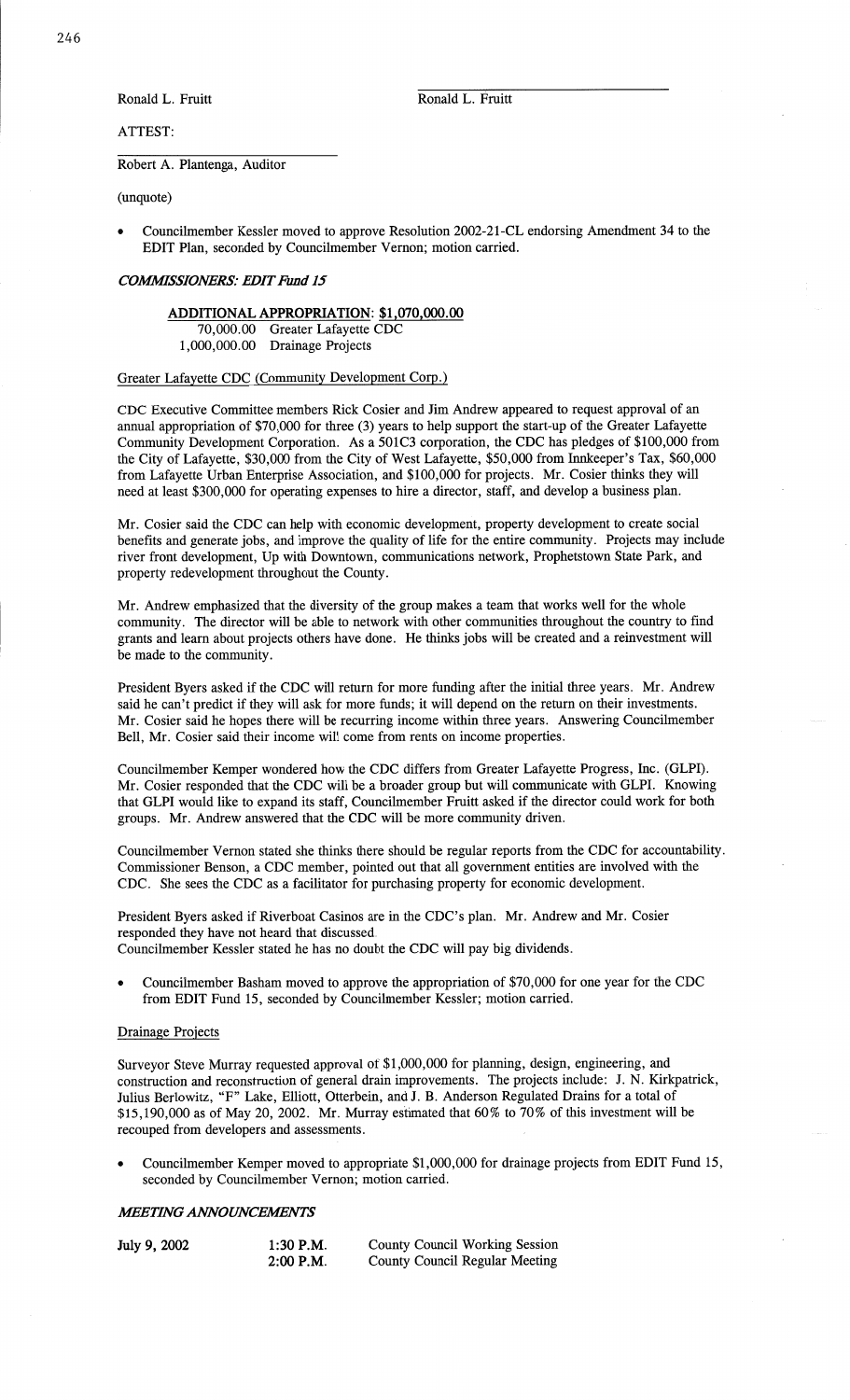Ronald L. Fruitt

Ronald L. Fruitt

ATTEST:

Robert A. Plantenga, Auditor

(unquote)

- Councilmember Kessler moved to approve Resolution 2002-21-CL endorsing Amendment 34 to the EDIT Plan, seconded by Councilmember Vernon; motion carried.

***COMMISSIONERS: EDIT Fund 15***

**ADDITIONAL APPROPRIATION: $1,070,000.00**

70,000.00 Greater Lafayette CDC
1,000,000.00 Drainage Projects

Greater Lafayette CDC (Community Development Corp.)

CDC Executive Committee members Rick Cosier and Jim Andrew appeared to request approval of an annual appropriation of $70,000 for three (3) years to help support the start-up of the Greater Lafayette Community Development Corporation. As a 501C3 corporation, the CDC has pledges of $100,000 from the City of Lafayette, $30,000 from the City of West Lafayette, $50,000 from Innkeeper's Tax, $60,000 from Lafayette Urban Enterprise Association, and $100,000 for projects. Mr. Cosier thinks they will need at least $300,000 for operating expenses to hire a director, staff, and develop a business plan.

Mr. Cosier said the CDC can help with economic development, property development to create social benefits and generate jobs, and improve the quality of life for the entire community. Projects may include river front development, Up with Downtown, communications network, Prophetstown State Park, and property redevelopment throughout the County.

Mr. Andrew emphasized that the diversity of the group makes a team that works well for the whole community. The director will be able to network with other communities throughout the country to find grants and learn about projects others have done. He thinks jobs will be created and a reinvestment will be made to the community.

President Byers asked if the CDC will return for more funding after the initial three years. Mr. Andrew said he can't predict if they will ask for more funds; it will depend on the return on their investments. Mr. Cosier said he hopes there will be recurring income within three years. Answering Councilmember Bell, Mr. Cosier said their income will come from rents on income properties.

Councilmember Kemper wondered how the CDC differs from Greater Lafayette Progress, Inc. (GLPI). Mr. Cosier responded that the CDC will be a broader group but will communicate with GLPI. Knowing that GLPI would like to expand its staff, Councilmember Fruitt asked if the director could work for both groups. Mr. Andrew answered that the CDC will be more community driven.

Councilmember Vernon stated she thinks there should be regular reports from the CDC for accountability. Commissioner Benson, a CDC member, pointed out that all government entities are involved with the CDC. She sees the CDC as a facilitator for purchasing property for economic development.

President Byers asked if Riverboat Casinos are in the CDC's plan. Mr. Andrew and Mr. Cosier responded they have not heard that discussed.
Councilmember Kessler stated he has no doubt the CDC will pay big dividends.

- Councilmember Basham moved to approve the appropriation of $70,000 for one year for the CDC from EDIT Fund 15, seconded by Councilmember Kessler; motion carried.

Drainage Projects

Surveyor Steve Murray requested approval of $1,000,000 for planning, design, engineering, and construction and reconstruction of general drain improvements. The projects include: J. N. Kirkpatrick, Julius Berlowitz, "F" Lake, Elliott, Otterbein, and J. B. Anderson Regulated Drains for a total of $15,190,000 as of May 20, 2002. Mr. Murray estimated that 60% to 70% of this investment will be recouped from developers and assessments.

- Councilmember Kemper moved to appropriate $1,000,000 for drainage projects from EDIT Fund 15, seconded by Councilmember Vernon; motion carried.

***MEETING ANNOUNCEMENTS***

| | | |
|---|---|---|
| July 9, 2002 | 1:30 P.M. | County Council Working Session |
| | 2:00 P.M. | County Council Regular Meeting |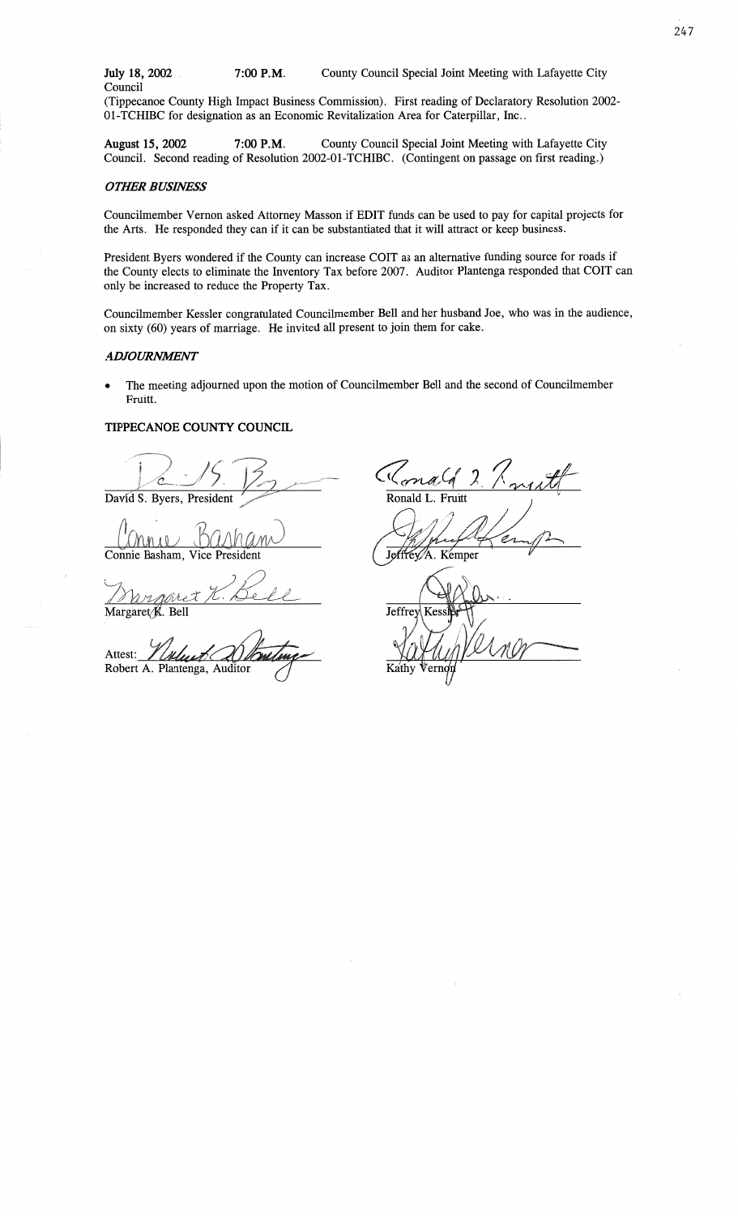**July 18, 2002** **7:00 P.M.** County Council Special Joint Meeting with Lafayette City Council
(Tippecanoe County High Impact Business Commission). First reading of Declaratory Resolution 2002-01-TCHIBC for designation as an Economic Revitalization Area for Caterpillar, Inc..

**August 15, 2002** **7:00 P.M.** County Council Special Joint Meeting with Lafayette City Council. Second reading of Resolution 2002-01-TCHIBC. (Contingent on passage on first reading.)

### *OTHER BUSINESS*

Councilmember Vernon asked Attorney Masson if EDIT funds can be used to pay for capital projects for the Arts. He responded they can if it can be substantiated that it will attract or keep business.

President Byers wondered if the County can increase COIT as an alternative funding source for roads if the County elects to eliminate the Inventory Tax before 2007. Auditor Plantenga responded that COIT can only be increased to reduce the Property Tax.

Councilmember Kessler congratulated Councilmember Bell and her husband Joe, who was in the audience, on sixty (60) years of marriage. He invited all present to join them for cake.

### *ADJOURNMENT*

- The meeting adjourned upon the motion of Councilmember Bell and the second of Councilmember Fruitt.

**TIPPECANOE COUNTY COUNCIL**

David S. Byers, President

Connie Basham, Vice President

Margaret K. Bell

Attest: Robert A. Plantenga, Auditor

Ronald L. Fruitt

Jeffrey A. Kemper

Jeffrey Kessler

Kathy Vernon